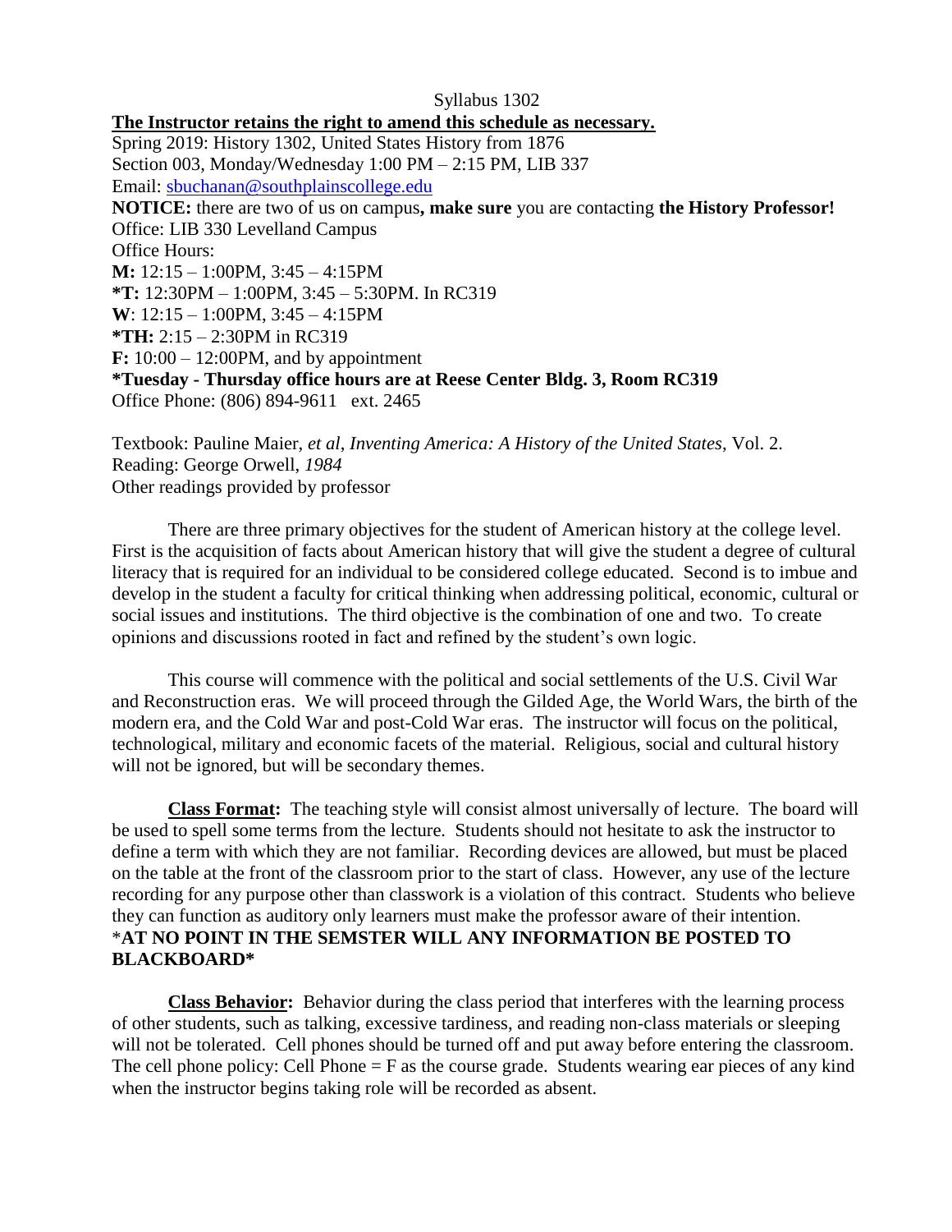Syllabus 1302

**The Instructor retains the right to amend this schedule as necessary.**

Spring 2019: History 1302, United States History from 1876
Section 003, Monday/Wednesday 1:00 PM – 2:15 PM, LIB 337
Email: sbuchanan@southplainscollege.edu
**NOTICE:** there are two of us on campus**, make sure** you are contacting **the History Professor!**
Office: LIB 330 Levelland Campus
Office Hours:
**M:** 12:15 – 1:00PM, 3:45 – 4:15PM
***T:** 12:30PM – 1:00PM, 3:45 – 5:30PM. In RC319
**W**: 12:15 – 1:00PM, 3:45 – 4:15PM
***TH:** 2:15 – 2:30PM in RC319
**F:** 10:00 – 12:00PM, and by appointment
***Tuesday - Thursday office hours are at Reese Center Bldg. 3, Room RC319**
Office Phone: (806) 894-9611 ext. 2465

Textbook: Pauline Maier, *et al*, *Inventing America: A History of the United States*, Vol. 2.
Reading: George Orwell, *1984*
Other readings provided by professor

There are three primary objectives for the student of American history at the college level. First is the acquisition of facts about American history that will give the student a degree of cultural literacy that is required for an individual to be considered college educated. Second is to imbue and develop in the student a faculty for critical thinking when addressing political, economic, cultural or social issues and institutions. The third objective is the combination of one and two. To create opinions and discussions rooted in fact and refined by the student's own logic.

This course will commence with the political and social settlements of the U.S. Civil War and Reconstruction eras. We will proceed through the Gilded Age, the World Wars, the birth of the modern era, and the Cold War and post-Cold War eras. The instructor will focus on the political, technological, military and economic facets of the material. Religious, social and cultural history will not be ignored, but will be secondary themes.

**Class Format:** The teaching style will consist almost universally of lecture. The board will be used to spell some terms from the lecture. Students should not hesitate to ask the instructor to define a term with which they are not familiar. Recording devices are allowed, but must be placed on the table at the front of the classroom prior to the start of class. However, any use of the lecture recording for any purpose other than classwork is a violation of this contract. Students who believe they can function as auditory only learners must make the professor aware of their intention. ***AT NO POINT IN THE SEMSTER WILL ANY INFORMATION BE POSTED TO BLACKBOARD***

**Class Behavior:** Behavior during the class period that interferes with the learning process of other students, such as talking, excessive tardiness, and reading non-class materials or sleeping will not be tolerated. Cell phones should be turned off and put away before entering the classroom. The cell phone policy: Cell Phone = F as the course grade. Students wearing ear pieces of any kind when the instructor begins taking role will be recorded as absent.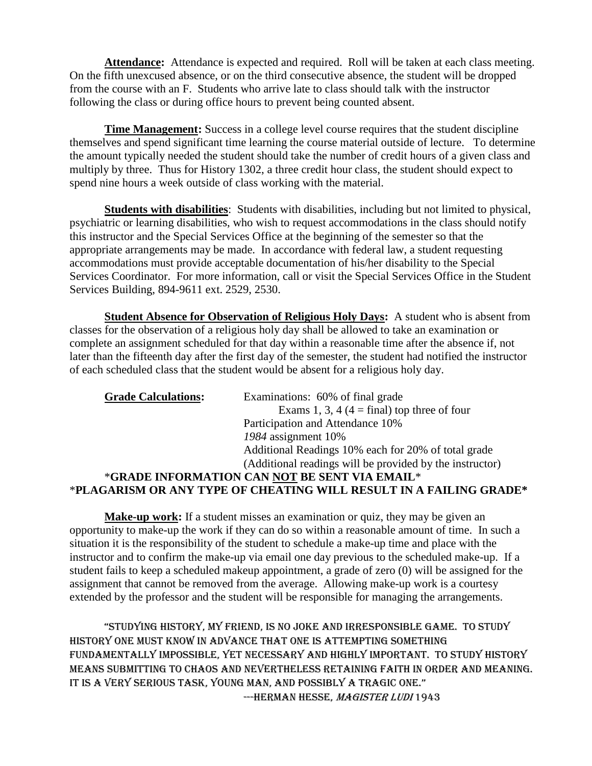**Attendance:** Attendance is expected and required. Roll will be taken at each class meeting. On the fifth unexcused absence, or on the third consecutive absence, the student will be dropped from the course with an F. Students who arrive late to class should talk with the instructor following the class or during office hours to prevent being counted absent.

**Time Management:** Success in a college level course requires that the student discipline themselves and spend significant time learning the course material outside of lecture. To determine the amount typically needed the student should take the number of credit hours of a given class and multiply by three. Thus for History 1302, a three credit hour class, the student should expect to spend nine hours a week outside of class working with the material.

**Students with disabilities**: Students with disabilities, including but not limited to physical, psychiatric or learning disabilities, who wish to request accommodations in the class should notify this instructor and the Special Services Office at the beginning of the semester so that the appropriate arrangements may be made. In accordance with federal law, a student requesting accommodations must provide acceptable documentation of his/her disability to the Special Services Coordinator. For more information, call or visit the Special Services Office in the Student Services Building, 894-9611 ext. 2529, 2530.

**Student Absence for Observation of Religious Holy Days:** A student who is absent from classes for the observation of a religious holy day shall be allowed to take an examination or complete an assignment scheduled for that day within a reasonable time after the absence if, not later than the fifteenth day after the first day of the semester, the student had notified the instructor of each scheduled class that the student would be absent for a religious holy day.

**Grade Calculations:**

Examinations: 60% of final grade
Exams 1, 3, 4 (4 = final) top three of four
Participation and Attendance 10%
*1984* assignment 10%
Additional Readings 10% each for 20% of total grade
(Additional readings will be provided by the instructor)

\***GRADE INFORMATION CAN NOT BE SENT VIA EMAIL**\*

\***PLAGARISM OR ANY TYPE OF CHEATING WILL RESULT IN A FAILING GRADE\***

**Make-up work:** If a student misses an examination or quiz, they may be given an opportunity to make-up the work if they can do so within a reasonable amount of time. In such a situation it is the responsibility of the student to schedule a make-up time and place with the instructor and to confirm the make-up via email one day previous to the scheduled make-up. If a student fails to keep a scheduled makeup appointment, a grade of zero (0) will be assigned for the assignment that cannot be removed from the average. Allowing make-up work is a courtesy extended by the professor and the student will be responsible for managing the arrangements.

"STUDYING HISTORY, MY FRIEND, IS NO JOKE AND IRRESPONSIBLE GAME. TO STUDY HISTORY ONE MUST KNOW IN ADVANCE THAT ONE IS ATTEMPTING SOMETHING FUNDAMENTALLY IMPOSSIBLE, YET NECESSARY AND HIGHLY IMPORTANT. TO STUDY HISTORY MEANS SUBMITTING TO CHAOS AND NEVERTHELESS RETAINING FAITH IN ORDER AND MEANING. IT IS A VERY SERIOUS TASK, YOUNG MAN, AND POSSIBLY A TRAGIC ONE."

---HERMAN HESSE, *MAGISTER LUDI* 1943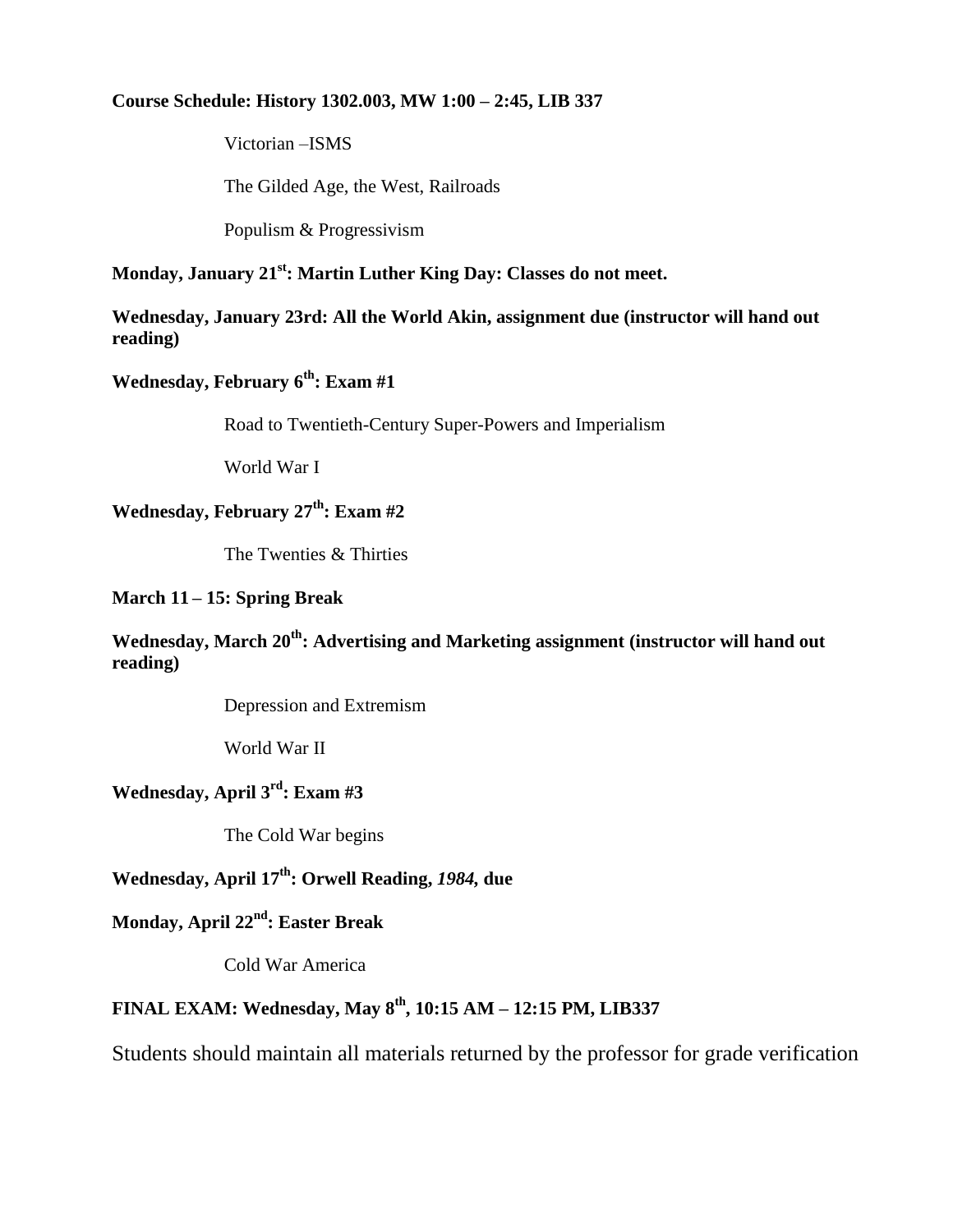**Course Schedule: History 1302.003, MW 1:00 – 2:45, LIB 337**

Victorian –ISMS

The Gilded Age, the West, Railroads

Populism & Progressivism

**Monday, January 21st: Martin Luther King Day: Classes do not meet.**

**Wednesday, January 23rd: All the World Akin, assignment due (instructor will hand out reading)**

**Wednesday, February 6th: Exam #1**

Road to Twentieth-Century Super-Powers and Imperialism

World War I

**Wednesday, February 27th: Exam #2**

The Twenties & Thirties

**March 11 – 15: Spring Break**

**Wednesday, March 20th: Advertising and Marketing assignment (instructor will hand out reading)**

Depression and Extremism

World War II

**Wednesday, April 3rd: Exam #3**

The Cold War begins

**Wednesday, April 17th: Orwell Reading, *1984,* due**

**Monday, April 22nd: Easter Break**

Cold War America

**FINAL EXAM: Wednesday, May 8th, 10:15 AM – 12:15 PM, LIB337**

Students should maintain all materials returned by the professor for grade verification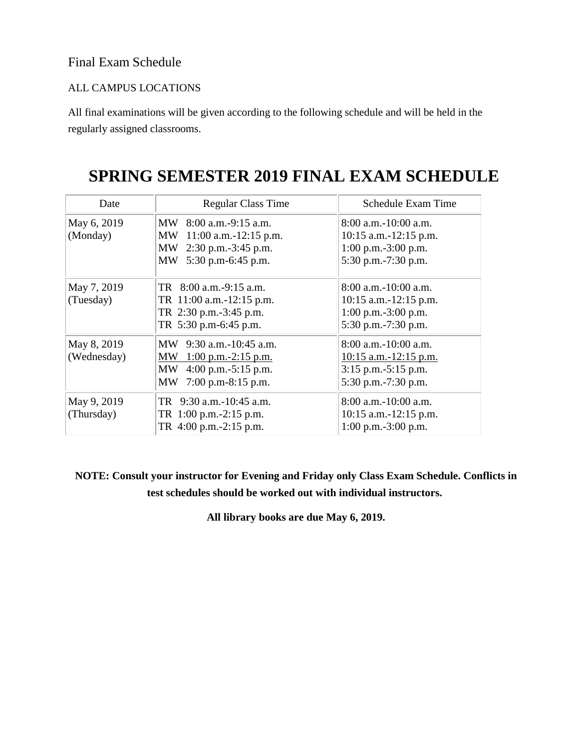Final Exam Schedule

ALL CAMPUS LOCATIONS

All final examinations will be given according to the following schedule and will be held in the regularly assigned classrooms.

# SPRING SEMESTER 2019 FINAL EXAM SCHEDULE

| Date | Regular Class Time | Schedule Exam Time |
|---|---|---|
| May 6, 2019 (Monday) | MW 8:00 a.m.-9:15 a.m.<br>MW 11:00 a.m.-12:15 p.m.<br>MW 2:30 p.m.-3:45 p.m.<br>MW 5:30 p.m-6:45 p.m. | 8:00 a.m.-10:00 a.m.<br>10:15 a.m.-12:15 p.m.<br>1:00 p.m.-3:00 p.m.<br>5:30 p.m.-7:30 p.m. |
| May 7, 2019 (Tuesday) | TR 8:00 a.m.-9:15 a.m.<br>TR 11:00 a.m.-12:15 p.m.<br>TR 2:30 p.m.-3:45 p.m.<br>TR 5:30 p.m-6:45 p.m. | 8:00 a.m.-10:00 a.m.<br>10:15 a.m.-12:15 p.m.<br>1:00 p.m.-3:00 p.m.<br>5:30 p.m.-7:30 p.m. |
| May 8, 2019 (Wednesday) | MW 9:30 a.m.-10:45 a.m.<br>MW 1:00 p.m.-2:15 p.m.<br>MW 4:00 p.m.-5:15 p.m.<br>MW 7:00 p.m-8:15 p.m. | 8:00 a.m.-10:00 a.m.<br>10:15 a.m.-12:15 p.m.<br>3:15 p.m.-5:15 p.m.<br>5:30 p.m.-7:30 p.m. |
| May 9, 2019 (Thursday) | TR 9:30 a.m.-10:45 a.m.<br>TR 1:00 p.m.-2:15 p.m.<br>TR 4:00 p.m.-2:15 p.m. | 8:00 a.m.-10:00 a.m.<br>10:15 a.m.-12:15 p.m.<br>1:00 p.m.-3:00 p.m. |

**NOTE: Consult your instructor for Evening and Friday only Class Exam Schedule. Conflicts in test schedules should be worked out with individual instructors.**

**All library books are due May 6, 2019.**